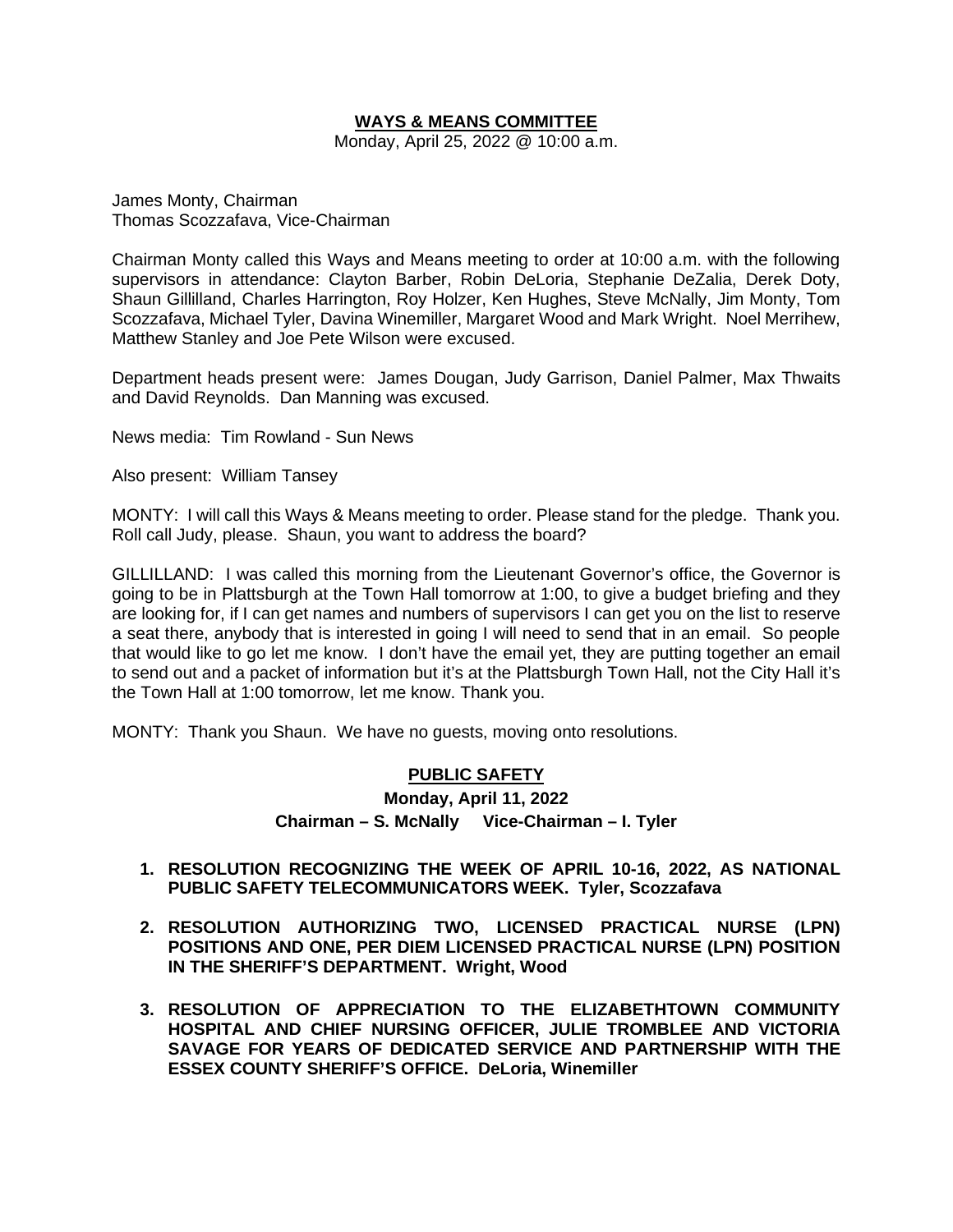## WAYS & MEANS COMMITTEE

Monday, April 25, 2022 @ 10:00 a.m.

James Monty, Chairman
Thomas Scozzafava, Vice-Chairman

Chairman Monty called this Ways and Means meeting to order at 10:00 a.m. with the following supervisors in attendance: Clayton Barber, Robin DeLoria, Stephanie DeZalia, Derek Doty, Shaun Gillilland, Charles Harrington, Roy Holzer, Ken Hughes, Steve McNally, Jim Monty, Tom Scozzafava, Michael Tyler, Davina Winemiller, Margaret Wood and Mark Wright. Noel Merrihew, Matthew Stanley and Joe Pete Wilson were excused.

Department heads present were: James Dougan, Judy Garrison, Daniel Palmer, Max Thwaits and David Reynolds. Dan Manning was excused.

News media: Tim Rowland - Sun News

Also present: William Tansey

MONTY: I will call this Ways & Means meeting to order. Please stand for the pledge. Thank you. Roll call Judy, please. Shaun, you want to address the board?

GILLILLAND: I was called this morning from the Lieutenant Governor's office, the Governor is going to be in Plattsburgh at the Town Hall tomorrow at 1:00, to give a budget briefing and they are looking for, if I can get names and numbers of supervisors I can get you on the list to reserve a seat there, anybody that is interested in going I will need to send that in an email. So people that would like to go let me know. I don't have the email yet, they are putting together an email to send out and a packet of information but it's at the Plattsburgh Town Hall, not the City Hall it's the Town Hall at 1:00 tomorrow, let me know. Thank you.

MONTY: Thank you Shaun. We have no guests, moving onto resolutions.

### PUBLIC SAFETY

**Monday, April 11, 2022**

**Chairman – S. McNally Vice-Chairman – I. Tyler**

1. **RESOLUTION RECOGNIZING THE WEEK OF APRIL 10-16, 2022, AS NATIONAL PUBLIC SAFETY TELECOMMUNICATORS WEEK. Tyler, Scozzafava**

2. **RESOLUTION AUTHORIZING TWO, LICENSED PRACTICAL NURSE (LPN) POSITIONS AND ONE, PER DIEM LICENSED PRACTICAL NURSE (LPN) POSITION IN THE SHERIFF'S DEPARTMENT. Wright, Wood**

3. **RESOLUTION OF APPRECIATION TO THE ELIZABETHTOWN COMMUNITY HOSPITAL AND CHIEF NURSING OFFICER, JULIE TROMBLEE AND VICTORIA SAVAGE FOR YEARS OF DEDICATED SERVICE AND PARTNERSHIP WITH THE ESSEX COUNTY SHERIFF'S OFFICE. DeLoria, Winemiller**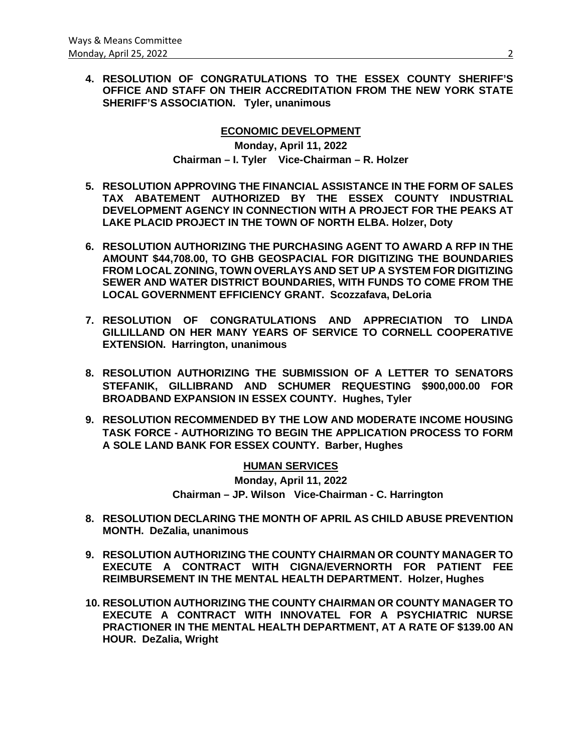**4. RESOLUTION OF CONGRATULATIONS TO THE ESSEX COUNTY SHERIFF'S OFFICE AND STAFF ON THEIR ACCREDITATION FROM THE NEW YORK STATE SHERIFF'S ASSOCIATION. Tyler, unanimous**

## ECONOMIC DEVELOPMENT

**Monday, April 11, 2022**

**Chairman – I. Tyler Vice-Chairman – R. Holzer**

**5. RESOLUTION APPROVING THE FINANCIAL ASSISTANCE IN THE FORM OF SALES TAX ABATEMENT AUTHORIZED BY THE ESSEX COUNTY INDUSTRIAL DEVELOPMENT AGENCY IN CONNECTION WITH A PROJECT FOR THE PEAKS AT LAKE PLACID PROJECT IN THE TOWN OF NORTH ELBA. Holzer, Doty**

**6. RESOLUTION AUTHORIZING THE PURCHASING AGENT TO AWARD A RFP IN THE AMOUNT $44,708.00, TO GHB GEOSPACIAL FOR DIGITIZING THE BOUNDARIES FROM LOCAL ZONING, TOWN OVERLAYS AND SET UP A SYSTEM FOR DIGITIZING SEWER AND WATER DISTRICT BOUNDARIES, WITH FUNDS TO COME FROM THE LOCAL GOVERNMENT EFFICIENCY GRANT. Scozzafava, DeLoria**

**7. RESOLUTION OF CONGRATULATIONS AND APPRECIATION TO LINDA GILLILLAND ON HER MANY YEARS OF SERVICE TO CORNELL COOPERATIVE EXTENSION. Harrington, unanimous**

**8. RESOLUTION AUTHORIZING THE SUBMISSION OF A LETTER TO SENATORS STEFANIK, GILLIBRAND AND SCHUMER REQUESTING $900,000.00 FOR BROADBAND EXPANSION IN ESSEX COUNTY. Hughes, Tyler**

**9. RESOLUTION RECOMMENDED BY THE LOW AND MODERATE INCOME HOUSING TASK FORCE - AUTHORIZING TO BEGIN THE APPLICATION PROCESS TO FORM A SOLE LAND BANK FOR ESSEX COUNTY. Barber, Hughes**

## HUMAN SERVICES

**Monday, April 11, 2022**

**Chairman – JP. Wilson Vice-Chairman - C. Harrington**

**8. RESOLUTION DECLARING THE MONTH OF APRIL AS CHILD ABUSE PREVENTION MONTH. DeZalia, unanimous**

**9. RESOLUTION AUTHORIZING THE COUNTY CHAIRMAN OR COUNTY MANAGER TO EXECUTE A CONTRACT WITH CIGNA/EVERNORTH FOR PATIENT FEE REIMBURSEMENT IN THE MENTAL HEALTH DEPARTMENT. Holzer, Hughes**

**10. RESOLUTION AUTHORIZING THE COUNTY CHAIRMAN OR COUNTY MANAGER TO EXECUTE A CONTRACT WITH INNOVATEL FOR A PSYCHIATRIC NURSE PRACTIONER IN THE MENTAL HEALTH DEPARTMENT, AT A RATE OF $139.00 AN HOUR. DeZalia, Wright**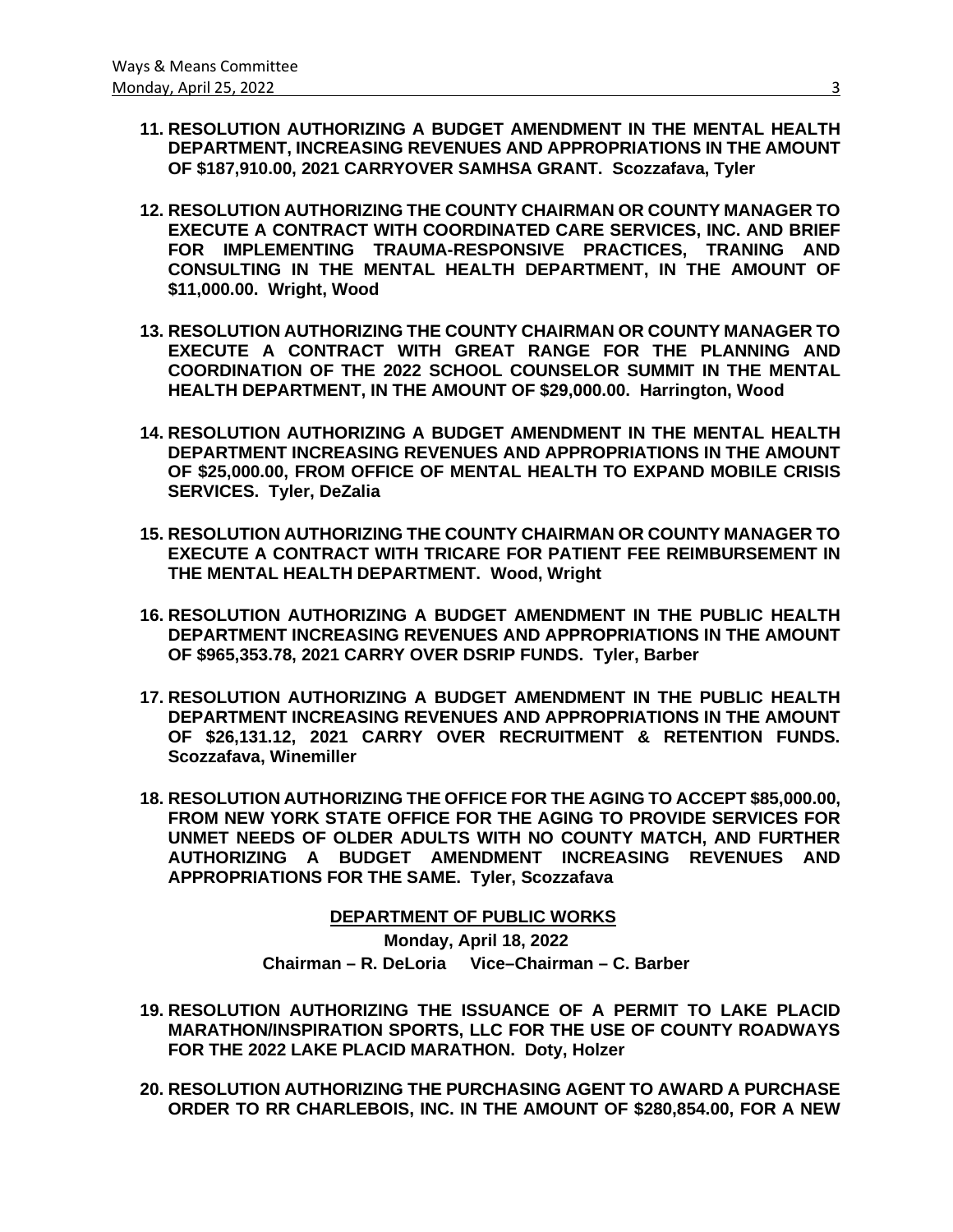11. **RESOLUTION AUTHORIZING A BUDGET AMENDMENT IN THE MENTAL HEALTH DEPARTMENT, INCREASING REVENUES AND APPROPRIATIONS IN THE AMOUNT OF $187,910.00, 2021 CARRYOVER SAMHSA GRANT. Scozzafava, Tyler**

12. **RESOLUTION AUTHORIZING THE COUNTY CHAIRMAN OR COUNTY MANAGER TO EXECUTE A CONTRACT WITH COORDINATED CARE SERVICES, INC. AND BRIEF FOR IMPLEMENTING TRAUMA-RESPONSIVE PRACTICES, TRANING AND CONSULTING IN THE MENTAL HEALTH DEPARTMENT, IN THE AMOUNT OF $11,000.00. Wright, Wood**

13. **RESOLUTION AUTHORIZING THE COUNTY CHAIRMAN OR COUNTY MANAGER TO EXECUTE A CONTRACT WITH GREAT RANGE FOR THE PLANNING AND COORDINATION OF THE 2022 SCHOOL COUNSELOR SUMMIT IN THE MENTAL HEALTH DEPARTMENT, IN THE AMOUNT OF $29,000.00. Harrington, Wood**

14. **RESOLUTION AUTHORIZING A BUDGET AMENDMENT IN THE MENTAL HEALTH DEPARTMENT INCREASING REVENUES AND APPROPRIATIONS IN THE AMOUNT OF $25,000.00, FROM OFFICE OF MENTAL HEALTH TO EXPAND MOBILE CRISIS SERVICES. Tyler, DeZalia**

15. **RESOLUTION AUTHORIZING THE COUNTY CHAIRMAN OR COUNTY MANAGER TO EXECUTE A CONTRACT WITH TRICARE FOR PATIENT FEE REIMBURSEMENT IN THE MENTAL HEALTH DEPARTMENT. Wood, Wright**

16. **RESOLUTION AUTHORIZING A BUDGET AMENDMENT IN THE PUBLIC HEALTH DEPARTMENT INCREASING REVENUES AND APPROPRIATIONS IN THE AMOUNT OF $965,353.78, 2021 CARRY OVER DSRIP FUNDS. Tyler, Barber**

17. **RESOLUTION AUTHORIZING A BUDGET AMENDMENT IN THE PUBLIC HEALTH DEPARTMENT INCREASING REVENUES AND APPROPRIATIONS IN THE AMOUNT OF $26,131.12, 2021 CARRY OVER RECRUITMENT & RETENTION FUNDS. Scozzafava, Winemiller**

18. **RESOLUTION AUTHORIZING THE OFFICE FOR THE AGING TO ACCEPT $85,000.00, FROM NEW YORK STATE OFFICE FOR THE AGING TO PROVIDE SERVICES FOR UNMET NEEDS OF OLDER ADULTS WITH NO COUNTY MATCH, AND FURTHER AUTHORIZING A BUDGET AMENDMENT INCREASING REVENUES AND APPROPRIATIONS FOR THE SAME. Tyler, Scozzafava**

**DEPARTMENT OF PUBLIC WORKS**

**Monday, April 18, 2022**

**Chairman – R. DeLoria Vice–Chairman – C. Barber**

19. **RESOLUTION AUTHORIZING THE ISSUANCE OF A PERMIT TO LAKE PLACID MARATHON/INSPIRATION SPORTS, LLC FOR THE USE OF COUNTY ROADWAYS FOR THE 2022 LAKE PLACID MARATHON. Doty, Holzer**

20. **RESOLUTION AUTHORIZING THE PURCHASING AGENT TO AWARD A PURCHASE ORDER TO RR CHARLEBOIS, INC. IN THE AMOUNT OF $280,854.00, FOR A NEW**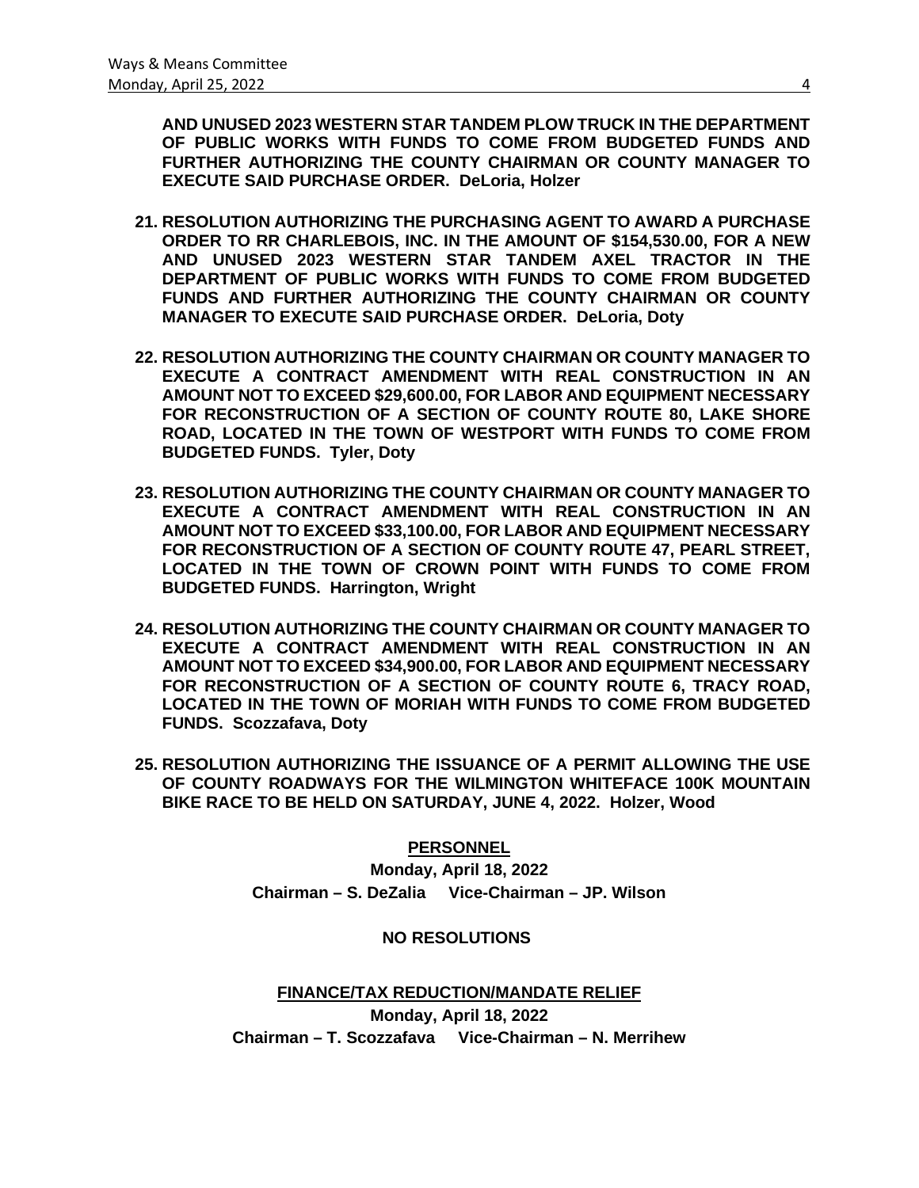**AND UNUSED 2023 WESTERN STAR TANDEM PLOW TRUCK IN THE DEPARTMENT OF PUBLIC WORKS WITH FUNDS TO COME FROM BUDGETED FUNDS AND FURTHER AUTHORIZING THE COUNTY CHAIRMAN OR COUNTY MANAGER TO EXECUTE SAID PURCHASE ORDER. DeLoria, Holzer**

21. **RESOLUTION AUTHORIZING THE PURCHASING AGENT TO AWARD A PURCHASE ORDER TO RR CHARLEBOIS, INC. IN THE AMOUNT OF $154,530.00, FOR A NEW AND UNUSED 2023 WESTERN STAR TANDEM AXEL TRACTOR IN THE DEPARTMENT OF PUBLIC WORKS WITH FUNDS TO COME FROM BUDGETED FUNDS AND FURTHER AUTHORIZING THE COUNTY CHAIRMAN OR COUNTY MANAGER TO EXECUTE SAID PURCHASE ORDER. DeLoria, Doty**

22. **RESOLUTION AUTHORIZING THE COUNTY CHAIRMAN OR COUNTY MANAGER TO EXECUTE A CONTRACT AMENDMENT WITH REAL CONSTRUCTION IN AN AMOUNT NOT TO EXCEED $29,600.00, FOR LABOR AND EQUIPMENT NECESSARY FOR RECONSTRUCTION OF A SECTION OF COUNTY ROUTE 80, LAKE SHORE ROAD, LOCATED IN THE TOWN OF WESTPORT WITH FUNDS TO COME FROM BUDGETED FUNDS. Tyler, Doty**

23. **RESOLUTION AUTHORIZING THE COUNTY CHAIRMAN OR COUNTY MANAGER TO EXECUTE A CONTRACT AMENDMENT WITH REAL CONSTRUCTION IN AN AMOUNT NOT TO EXCEED $33,100.00, FOR LABOR AND EQUIPMENT NECESSARY FOR RECONSTRUCTION OF A SECTION OF COUNTY ROUTE 47, PEARL STREET, LOCATED IN THE TOWN OF CROWN POINT WITH FUNDS TO COME FROM BUDGETED FUNDS. Harrington, Wright**

24. **RESOLUTION AUTHORIZING THE COUNTY CHAIRMAN OR COUNTY MANAGER TO EXECUTE A CONTRACT AMENDMENT WITH REAL CONSTRUCTION IN AN AMOUNT NOT TO EXCEED $34,900.00, FOR LABOR AND EQUIPMENT NECESSARY FOR RECONSTRUCTION OF A SECTION OF COUNTY ROUTE 6, TRACY ROAD, LOCATED IN THE TOWN OF MORIAH WITH FUNDS TO COME FROM BUDGETED FUNDS. Scozzafava, Doty**

25. **RESOLUTION AUTHORIZING THE ISSUANCE OF A PERMIT ALLOWING THE USE OF COUNTY ROADWAYS FOR THE WILMINGTON WHITEFACE 100K MOUNTAIN BIKE RACE TO BE HELD ON SATURDAY, JUNE 4, 2022. Holzer, Wood**

## PERSONNEL

**Monday, April 18, 2022**

**Chairman – S. DeZalia Vice-Chairman – JP. Wilson**

**NO RESOLUTIONS**

## FINANCE/TAX REDUCTION/MANDATE RELIEF

**Monday, April 18, 2022**

**Chairman – T. Scozzafava Vice-Chairman – N. Merrihew**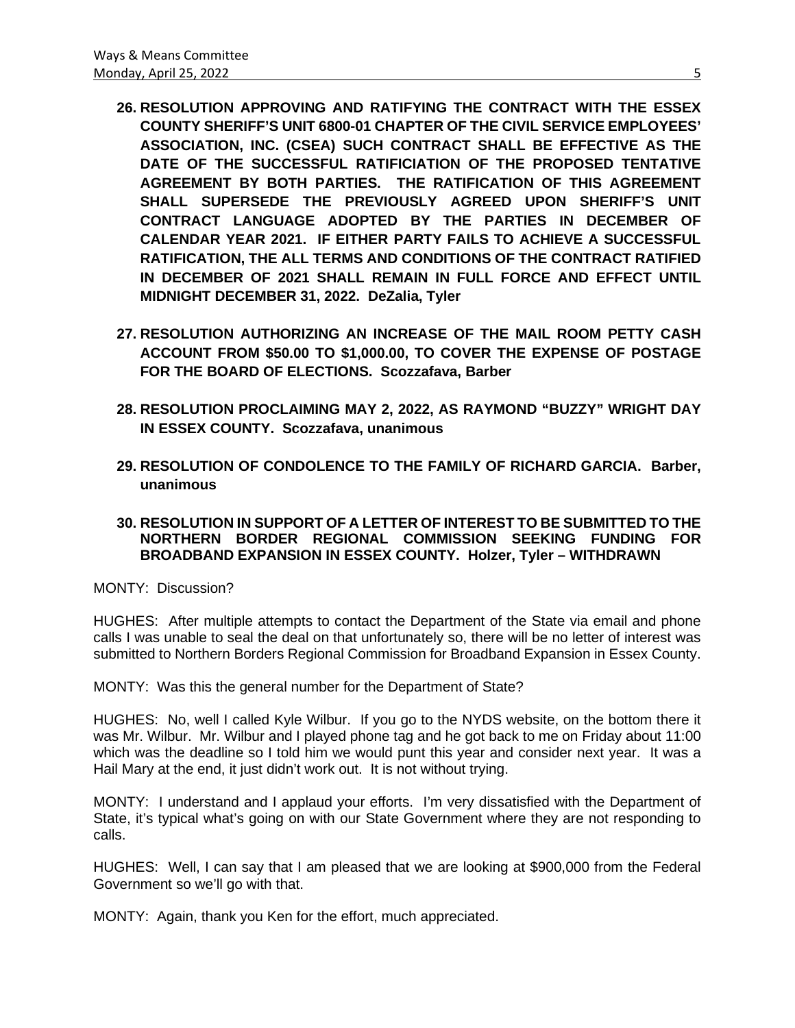**26. RESOLUTION APPROVING AND RATIFYING THE CONTRACT WITH THE ESSEX COUNTY SHERIFF'S UNIT 6800-01 CHAPTER OF THE CIVIL SERVICE EMPLOYEES' ASSOCIATION, INC. (CSEA) SUCH CONTRACT SHALL BE EFFECTIVE AS THE DATE OF THE SUCCESSFUL RATIFICIATION OF THE PROPOSED TENTATIVE AGREEMENT BY BOTH PARTIES. THE RATIFICATION OF THIS AGREEMENT SHALL SUPERSEDE THE PREVIOUSLY AGREED UPON SHERIFF'S UNIT CONTRACT LANGUAGE ADOPTED BY THE PARTIES IN DECEMBER OF CALENDAR YEAR 2021. IF EITHER PARTY FAILS TO ACHIEVE A SUCCESSFUL RATIFICATION, THE ALL TERMS AND CONDITIONS OF THE CONTRACT RATIFIED IN DECEMBER OF 2021 SHALL REMAIN IN FULL FORCE AND EFFECT UNTIL MIDNIGHT DECEMBER 31, 2022. DeZalia, Tyler**

**27. RESOLUTION AUTHORIZING AN INCREASE OF THE MAIL ROOM PETTY CASH ACCOUNT FROM $50.00 TO $1,000.00, TO COVER THE EXPENSE OF POSTAGE FOR THE BOARD OF ELECTIONS. Scozzafava, Barber**

**28. RESOLUTION PROCLAIMING MAY 2, 2022, AS RAYMOND "BUZZY" WRIGHT DAY IN ESSEX COUNTY. Scozzafava, unanimous**

**29. RESOLUTION OF CONDOLENCE TO THE FAMILY OF RICHARD GARCIA. Barber, unanimous**

**30. RESOLUTION IN SUPPORT OF A LETTER OF INTEREST TO BE SUBMITTED TO THE NORTHERN BORDER REGIONAL COMMISSION SEEKING FUNDING FOR BROADBAND EXPANSION IN ESSEX COUNTY. Holzer, Tyler – WITHDRAWN**

MONTY: Discussion?

HUGHES: After multiple attempts to contact the Department of the State via email and phone calls I was unable to seal the deal on that unfortunately so, there will be no letter of interest was submitted to Northern Borders Regional Commission for Broadband Expansion in Essex County.

MONTY: Was this the general number for the Department of State?

HUGHES: No, well I called Kyle Wilbur. If you go to the NYDS website, on the bottom there it was Mr. Wilbur. Mr. Wilbur and I played phone tag and he got back to me on Friday about 11:00 which was the deadline so I told him we would punt this year and consider next year. It was a Hail Mary at the end, it just didn't work out. It is not without trying.

MONTY: I understand and I applaud your efforts. I'm very dissatisfied with the Department of State, it's typical what's going on with our State Government where they are not responding to calls.

HUGHES: Well, I can say that I am pleased that we are looking at $900,000 from the Federal Government so we'll go with that.

MONTY: Again, thank you Ken for the effort, much appreciated.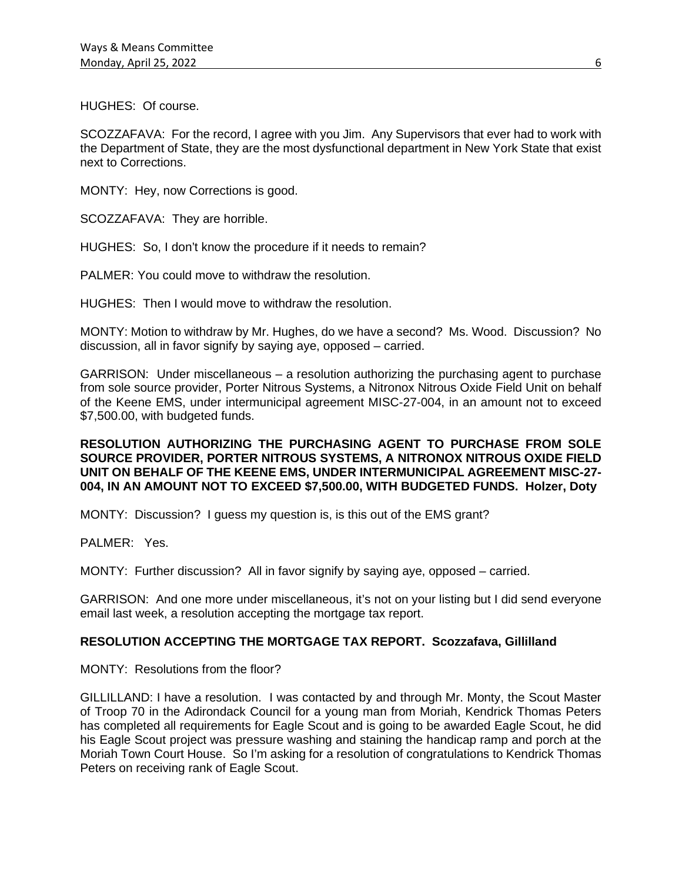HUGHES: Of course.

SCOZZAFAVA: For the record, I agree with you Jim. Any Supervisors that ever had to work with the Department of State, they are the most dysfunctional department in New York State that exist next to Corrections.

MONTY: Hey, now Corrections is good.

SCOZZAFAVA: They are horrible.

HUGHES: So, I don't know the procedure if it needs to remain?

PALMER: You could move to withdraw the resolution.

HUGHES: Then I would move to withdraw the resolution.

MONTY: Motion to withdraw by Mr. Hughes, do we have a second? Ms. Wood. Discussion? No discussion, all in favor signify by saying aye, opposed – carried.

GARRISON: Under miscellaneous – a resolution authorizing the purchasing agent to purchase from sole source provider, Porter Nitrous Systems, a Nitronox Nitrous Oxide Field Unit on behalf of the Keene EMS, under intermunicipal agreement MISC-27-004, in an amount not to exceed $7,500.00, with budgeted funds.

**RESOLUTION AUTHORIZING THE PURCHASING AGENT TO PURCHASE FROM SOLE SOURCE PROVIDER, PORTER NITROUS SYSTEMS, A NITRONOX NITROUS OXIDE FIELD UNIT ON BEHALF OF THE KEENE EMS, UNDER INTERMUNICIPAL AGREEMENT MISC-27-004, IN AN AMOUNT NOT TO EXCEED $7,500.00, WITH BUDGETED FUNDS. Holzer, Doty**

MONTY: Discussion? I guess my question is, is this out of the EMS grant?

PALMER: Yes.

MONTY: Further discussion? All in favor signify by saying aye, opposed – carried.

GARRISON: And one more under miscellaneous, it's not on your listing but I did send everyone email last week, a resolution accepting the mortgage tax report.

**RESOLUTION ACCEPTING THE MORTGAGE TAX REPORT. Scozzafava, Gillilland**

MONTY: Resolutions from the floor?

GILLILLAND: I have a resolution. I was contacted by and through Mr. Monty, the Scout Master of Troop 70 in the Adirondack Council for a young man from Moriah, Kendrick Thomas Peters has completed all requirements for Eagle Scout and is going to be awarded Eagle Scout, he did his Eagle Scout project was pressure washing and staining the handicap ramp and porch at the Moriah Town Court House. So I'm asking for a resolution of congratulations to Kendrick Thomas Peters on receiving rank of Eagle Scout.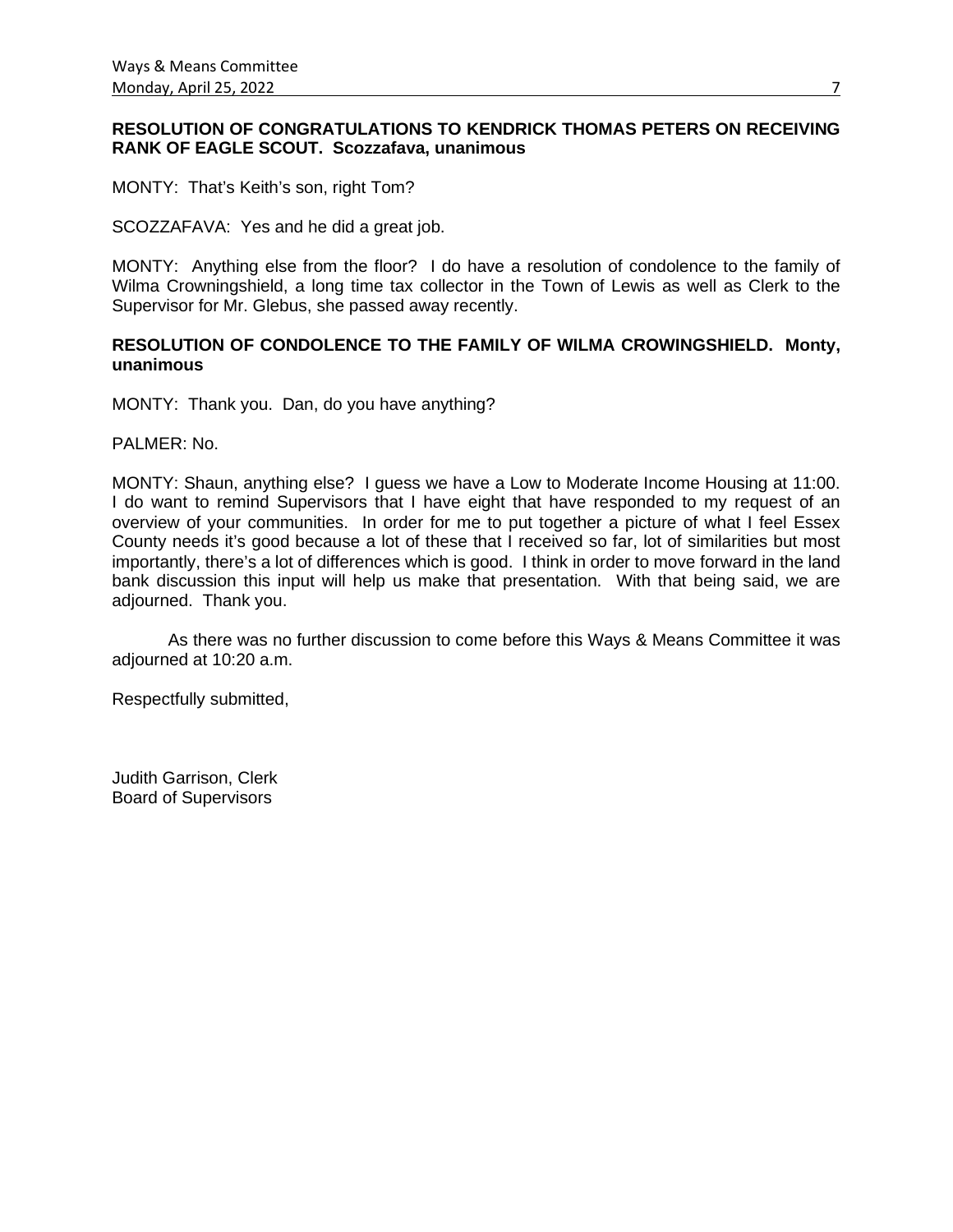**RESOLUTION OF CONGRATULATIONS TO KENDRICK THOMAS PETERS ON RECEIVING RANK OF EAGLE SCOUT. Scozzafava, unanimous**

MONTY: That's Keith's son, right Tom?

SCOZZAFAVA: Yes and he did a great job.

MONTY: Anything else from the floor? I do have a resolution of condolence to the family of Wilma Crowningshield, a long time tax collector in the Town of Lewis as well as Clerk to the Supervisor for Mr. Glebus, she passed away recently.

**RESOLUTION OF CONDOLENCE TO THE FAMILY OF WILMA CROWINGSHIELD. Monty, unanimous**

MONTY: Thank you. Dan, do you have anything?

PALMER: No.

MONTY: Shaun, anything else? I guess we have a Low to Moderate Income Housing at 11:00. I do want to remind Supervisors that I have eight that have responded to my request of an overview of your communities. In order for me to put together a picture of what I feel Essex County needs it's good because a lot of these that I received so far, lot of similarities but most importantly, there's a lot of differences which is good. I think in order to move forward in the land bank discussion this input will help us make that presentation. With that being said, we are adjourned. Thank you.

As there was no further discussion to come before this Ways & Means Committee it was adjourned at 10:20 a.m.

Respectfully submitted,

Judith Garrison, Clerk
Board of Supervisors